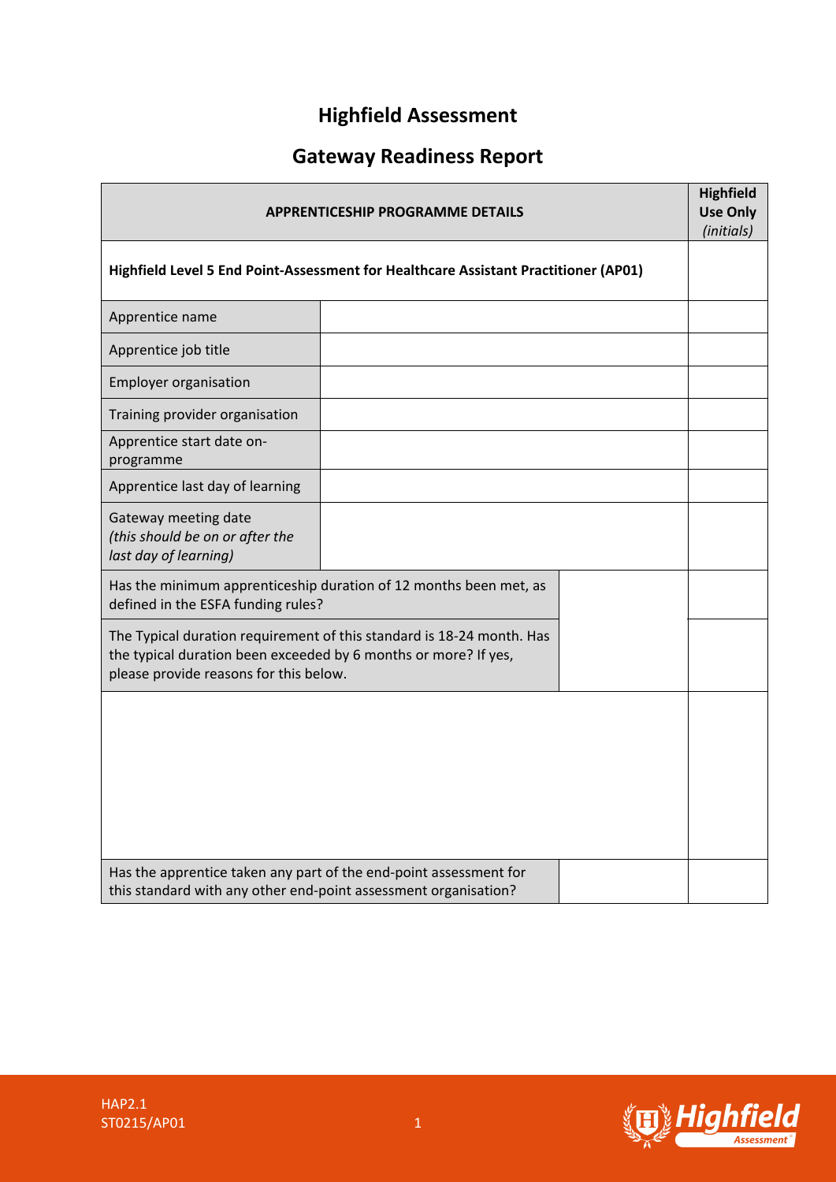# Highfield Assessment

## Gateway Readiness Report

| APPRENTICESHIP PROGRAMME DETAILS | | | Highfield Use Only *(initials)* |
|---|---|---|---|
| **Highfield Level 5 End Point-Assessment for Healthcare Assistant Practitioner (AP01)** | | | |
| Apprentice name | | | |
| Apprentice job title | | | |
| Employer organisation | | | |
| Training provider organisation | | | |
| Apprentice start date on-programme | | | |
| Apprentice last day of learning | | | |
| Gateway meeting date *(this should be on or after the last day of learning)* | | | |
| Has the minimum apprenticeship duration of 12 months been met, as defined in the ESFA funding rules? | | | |
| The Typical duration requirement of this standard is 18-24 month. Has the typical duration been exceeded by 6 months or more? If yes, please provide reasons for this below. | | | |
| | | | |
| Has the apprentice taken any part of the end-point assessment for this standard with any other end-point assessment organisation? | | | |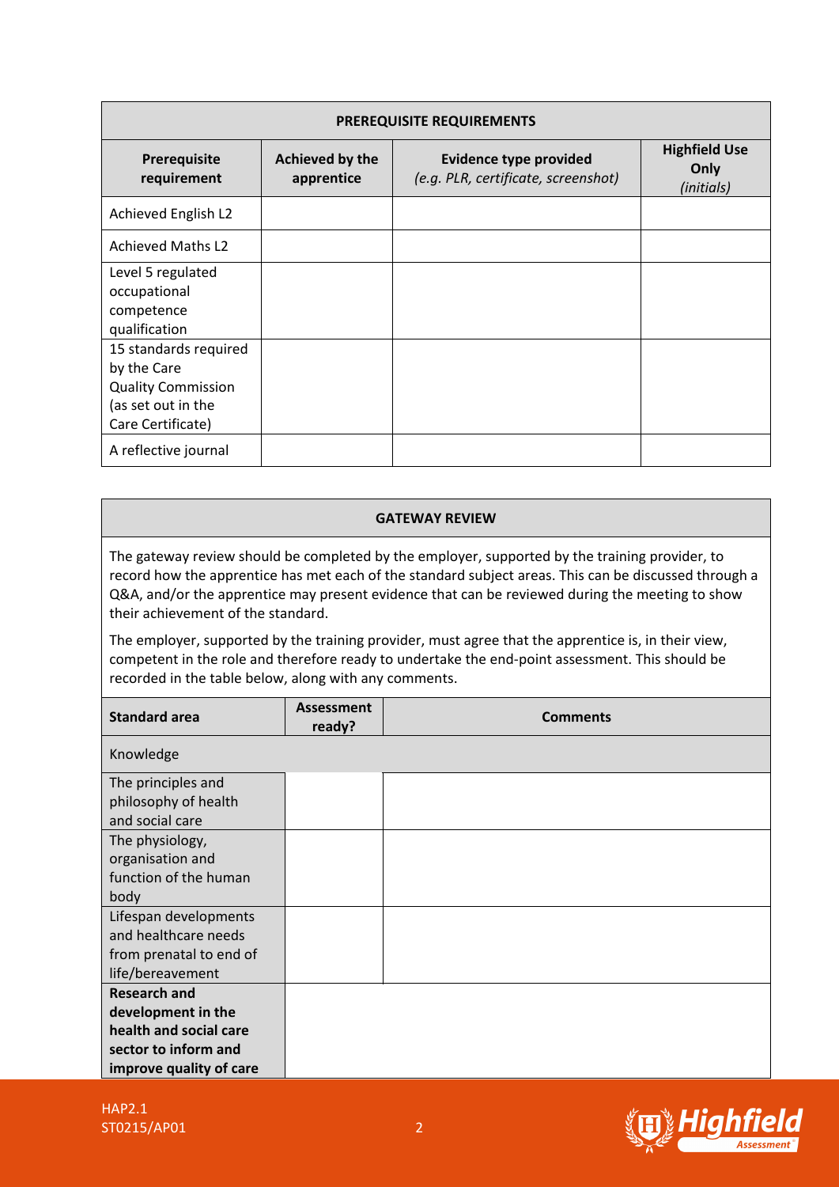| PREREQUISITE REQUIREMENTS | | | |
|---|---|---|---|
| **Prerequisite requirement** | **Achieved by the apprentice** | **Evidence type provided** *(e.g. PLR, certificate, screenshot)* | **Highfield Use Only** *(initials)* |
| Achieved English L2 | | | |
| Achieved Maths L2 | | | |
| Level 5 regulated occupational competence qualification | | | |
| 15 standards required by the Care Quality Commission (as set out in the Care Certificate) | | | |
| A reflective journal | | | |

**GATEWAY REVIEW**

The gateway review should be completed by the employer, supported by the training provider, to record how the apprentice has met each of the standard subject areas. This can be discussed through a Q&A, and/or the apprentice may present evidence that can be reviewed during the meeting to show their achievement of the standard.

The employer, supported by the training provider, must agree that the apprentice is, in their view, competent in the role and therefore ready to undertake the end-point assessment. This should be recorded in the table below, along with any comments.

| Standard area | Assessment ready? | Comments |
|---|---|---|
| Knowledge | | |
| The principles and philosophy of health and social care | | |
| The physiology, organisation and function of the human body | | |
| Lifespan developments and healthcare needs from prenatal to end of life/bereavement | | |
| **Research and development in the health and social care sector to inform and improve quality of care** | | |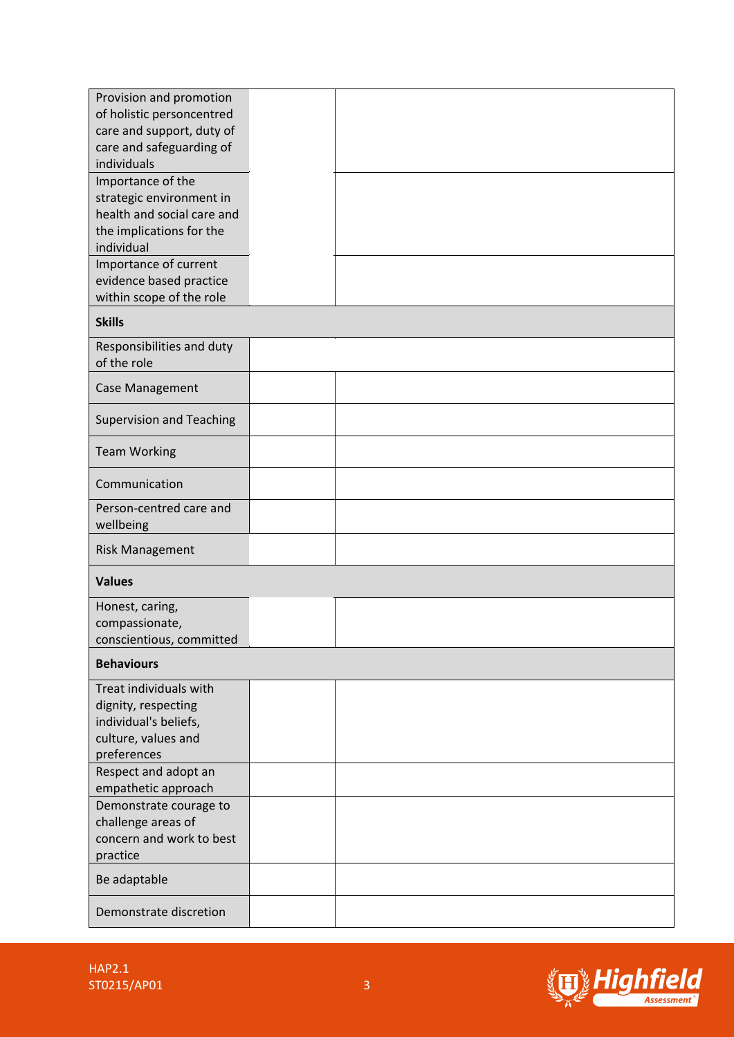| | | |
|---|---|---|
| Provision and promotion of holistic personcentred care and support, duty of care and safeguarding of individuals | | |
| Importance of the strategic environment in health and social care and the implications for the individual | | |
| Importance of current evidence based practice within scope of the role | | |
| **Skills** | | |
| Responsibilities and duty of the role | | |
| Case Management | | |
| Supervision and Teaching | | |
| Team Working | | |
| Communication | | |
| Person-centred care and wellbeing | | |
| Risk Management | | |
| **Values** | | |
| Honest, caring, compassionate, conscientious, committed | | |
| **Behaviours** | | |
| Treat individuals with dignity, respecting individual's beliefs, culture, values and preferences | | |
| Respect and adopt an empathetic approach | | |
| Demonstrate courage to challenge areas of concern and work to best practice | | |
| Be adaptable | | |
| Demonstrate discretion | | |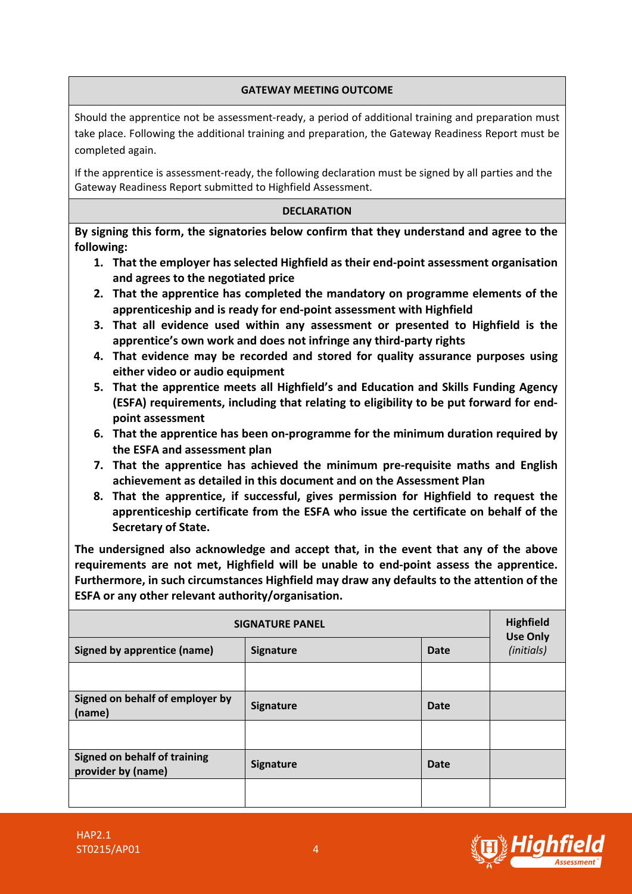## GATEWAY MEETING OUTCOME

Should the apprentice not be assessment-ready, a period of additional training and preparation must take place. Following the additional training and preparation, the Gateway Readiness Report must be completed again.

If the apprentice is assessment-ready, the following declaration must be signed by all parties and the Gateway Readiness Report submitted to Highfield Assessment.

## DECLARATION

**By signing this form, the signatories below confirm that they understand and agree to the following:**

1. **That the employer has selected Highfield as their end-point assessment organisation and agrees to the negotiated price**
2. **That the apprentice has completed the mandatory on programme elements of the apprenticeship and is ready for end-point assessment with Highfield**
3. **That all evidence used within any assessment or presented to Highfield is the apprentice's own work and does not infringe any third-party rights**
4. **That evidence may be recorded and stored for quality assurance purposes using either video or audio equipment**
5. **That the apprentice meets all Highfield's and Education and Skills Funding Agency (ESFA) requirements, including that relating to eligibility to be put forward for end-point assessment**
6. **That the apprentice has been on-programme for the minimum duration required by the ESFA and assessment plan**
7. **That the apprentice has achieved the minimum pre-requisite maths and English achievement as detailed in this document and on the Assessment Plan**
8. **That the apprentice, if successful, gives permission for Highfield to request the apprenticeship certificate from the ESFA who issue the certificate on behalf of the Secretary of State.**

**The undersigned also acknowledge and accept that, in the event that any of the above requirements are not met, Highfield will be unable to end-point assess the apprentice. Furthermore, in such circumstances Highfield may draw any defaults to the attention of the ESFA or any other relevant authority/organisation.**

| SIGNATURE PANEL | | | Highfield Use Only *(initials)* |
|---|---|---|---|
| **Signed by apprentice (name)** | **Signature** | **Date** | |
| | | | |
| **Signed on behalf of employer by (name)** | **Signature** | **Date** | |
| | | | |
| **Signed on behalf of training provider by (name)** | **Signature** | **Date** | |
| | | | |

HAP2.1
ST0215/AP01